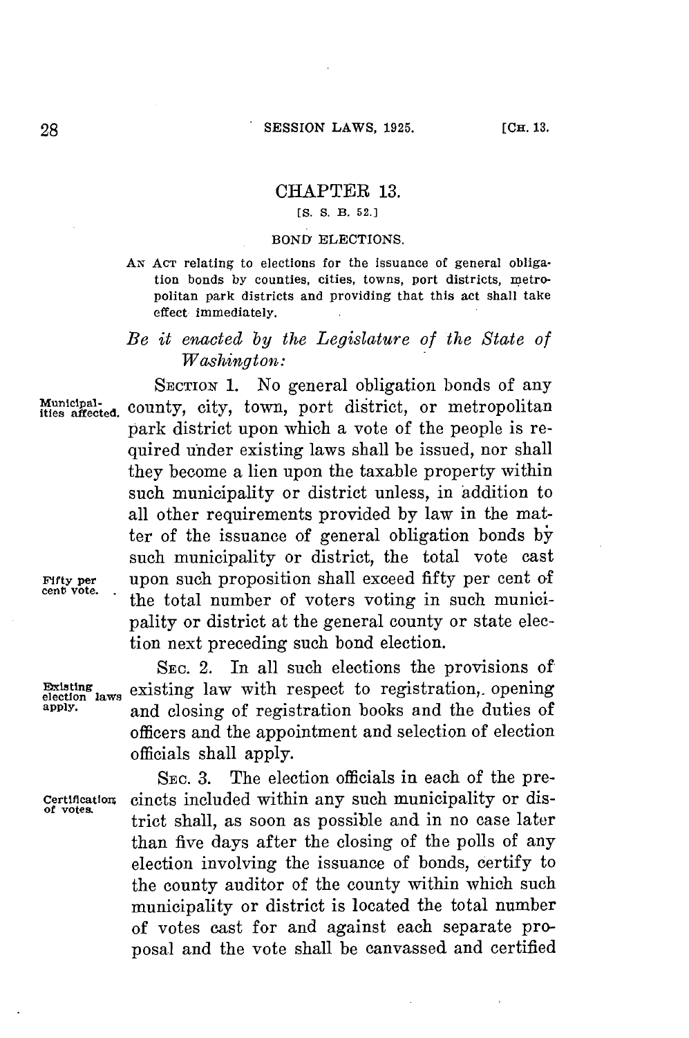# CHAPTER 13.

[S. S. B. 52.]

BOND ELECTIONS.

AN ACT relating to elections for the issuance of general obligation bonds by counties, cities, towns, port districts, metropolitan park districts and providing that this act shall take effect immediately.

*Be it enacted by the Legislature of the State of Washington:*

Municipalities affected.

SECTION 1. No general obligation bonds of any county, city, town, port district, or metropolitan park district upon which a vote of the people is required under existing laws shall be issued, nor shall they become a lien upon the taxable property within such municipality or district unless, in addition to all other requirements provided by law in the matter of the issuance of general obligation bonds by such municipality or district, the total vote cast upon such proposition shall exceed fifty per cent of the total number of voters voting in such municipality or district at the general county or state election next preceding such bond election.

Fifty per cent vote.

Existing election laws apply.

SEC. 2. In all such elections the provisions of existing law with respect to registration, opening and closing of registration books and the duties of officers and the appointment and selection of election officials shall apply.

Certification of votes.

SEC. 3. The election officials in each of the precincts included within any such municipality or district shall, as soon as possible and in no case later than five days after the closing of the polls of any election involving the issuance of bonds, certify to the county auditor of the county within which such municipality or district is located the total number of votes cast for and against each separate proposal and the vote shall be canvassed and certified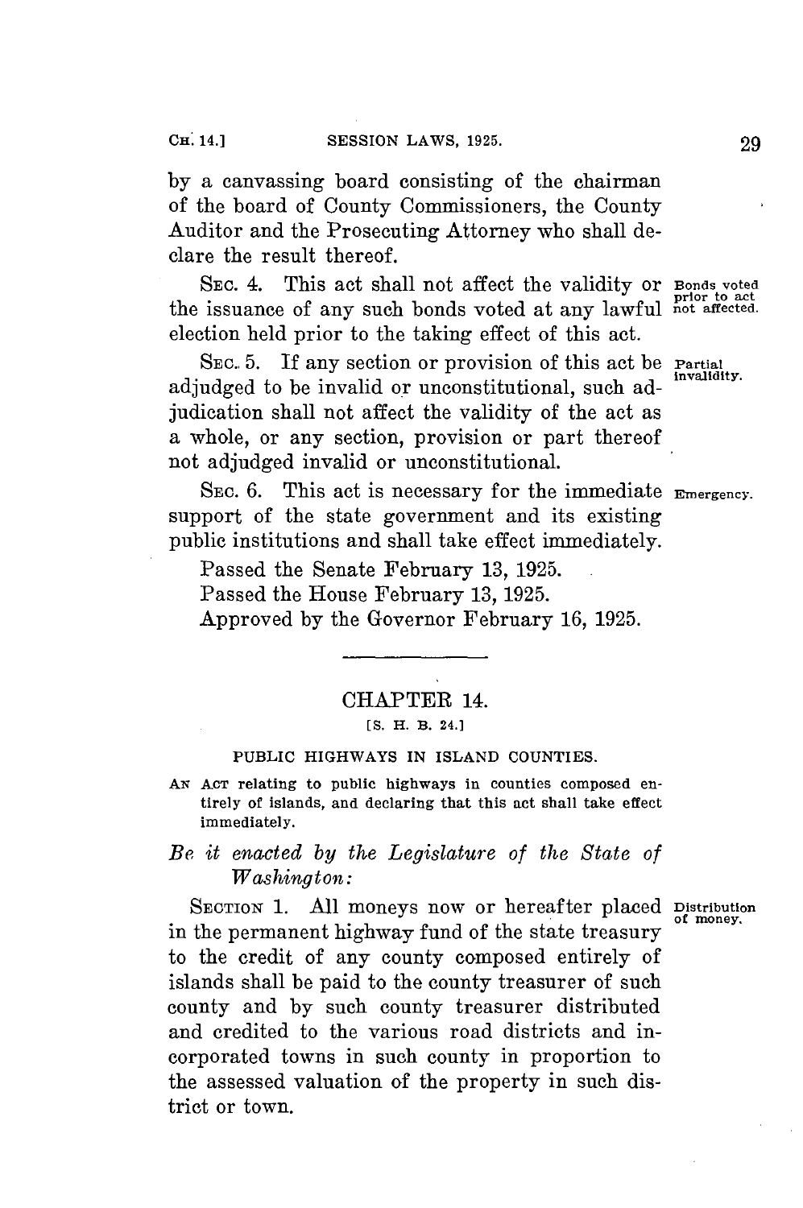by a canvassing board consisting of the chairman of the board of County Commissioners, the County Auditor and the Prosecuting Attorney who shall declare the result thereof.

SEC. 4. This act shall not affect the validity or the issuance of any such bonds voted at any lawful election held prior to the taking effect of this act.

Bonds voted prior to act not affected.

SEC. 5. If any section or provision of this act be adjudged to be invalid or unconstitutional, such adjudication shall not affect the validity of the act as a whole, or any section, provision or part thereof not adjudged invalid or unconstitutional.

Partial invalidity.

SEC. 6. This act is necessary for the immediate support of the state government and its existing public institutions and shall take effect immediately.

Emergency.

Passed the Senate February 13, 1925.

Passed the House February 13, 1925.

Approved by the Governor February 16, 1925.

---

## CHAPTER 14.

[S. H. B. 24.]

### PUBLIC HIGHWAYS IN ISLAND COUNTIES.

AN ACT relating to public highways in counties composed entirely of islands, and declaring that this act shall take effect immediately.

*Be it enacted by the Legislature of the State of Washington:*

SECTION 1. All moneys now or hereafter placed in the permanent highway fund of the state treasury to the credit of any county composed entirely of islands shall be paid to the county treasurer of such county and by such county treasurer distributed and credited to the various road districts and incorporated towns in such county in proportion to the assessed valuation of the property in such district or town.

Distribution of money.